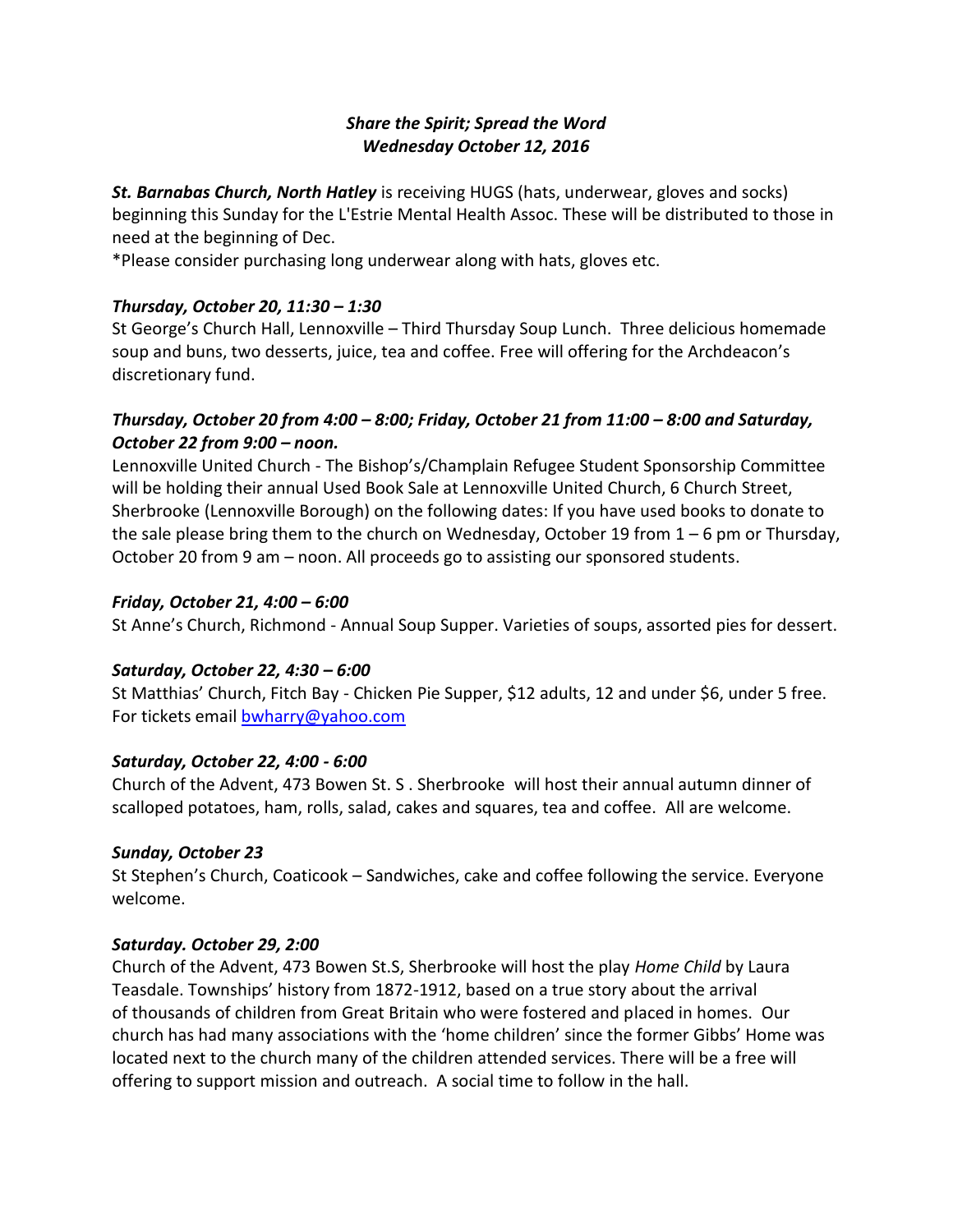***Share the Spirit; Spread the Word***
***Wednesday October 12, 2016***

***St. Barnabas Church, North Hatley*** is receiving HUGS (hats, underwear, gloves and socks) beginning this Sunday for the L'Estrie Mental Health Assoc. These will be distributed to those in need at the beginning of Dec.
*Please consider purchasing long underwear along with hats, gloves etc.

***Thursday, October 20, 11:30 – 1:30***
St George's Church Hall, Lennoxville – Third Thursday Soup Lunch. Three delicious homemade soup and buns, two desserts, juice, tea and coffee. Free will offering for the Archdeacon's discretionary fund.

***Thursday, October 20 from 4:00 – 8:00; Friday, October 21 from 11:00 – 8:00 and Saturday, October 22 from 9:00 – noon.***
Lennoxville United Church - The Bishop's/Champlain Refugee Student Sponsorship Committee will be holding their annual Used Book Sale at Lennoxville United Church, 6 Church Street, Sherbrooke (Lennoxville Borough) on the following dates: If you have used books to donate to the sale please bring them to the church on Wednesday, October 19 from 1 – 6 pm or Thursday, October 20 from 9 am – noon. All proceeds go to assisting our sponsored students.

***Friday, October 21, 4:00 – 6:00***
St Anne's Church, Richmond - Annual Soup Supper. Varieties of soups, assorted pies for dessert.

***Saturday, October 22, 4:30 – 6:00***
St Matthias' Church, Fitch Bay - Chicken Pie Supper, $12 adults, 12 and under $6, under 5 free. For tickets email bwharry@yahoo.com

***Saturday, October 22, 4:00 - 6:00***
Church of the Advent, 473 Bowen St. S . Sherbrooke will host their annual autumn dinner of scalloped potatoes, ham, rolls, salad, cakes and squares, tea and coffee. All are welcome.

***Sunday, October 23***
St Stephen's Church, Coaticook – Sandwiches, cake and coffee following the service. Everyone welcome.

***Saturday. October 29, 2:00***
Church of the Advent, 473 Bowen St.S, Sherbrooke will host the play *Home Child* by Laura Teasdale. Townships' history from 1872-1912, based on a true story about the arrival of thousands of children from Great Britain who were fostered and placed in homes. Our church has had many associations with the 'home children' since the former Gibbs' Home was located next to the church many of the children attended services. There will be a free will offering to support mission and outreach. A social time to follow in the hall.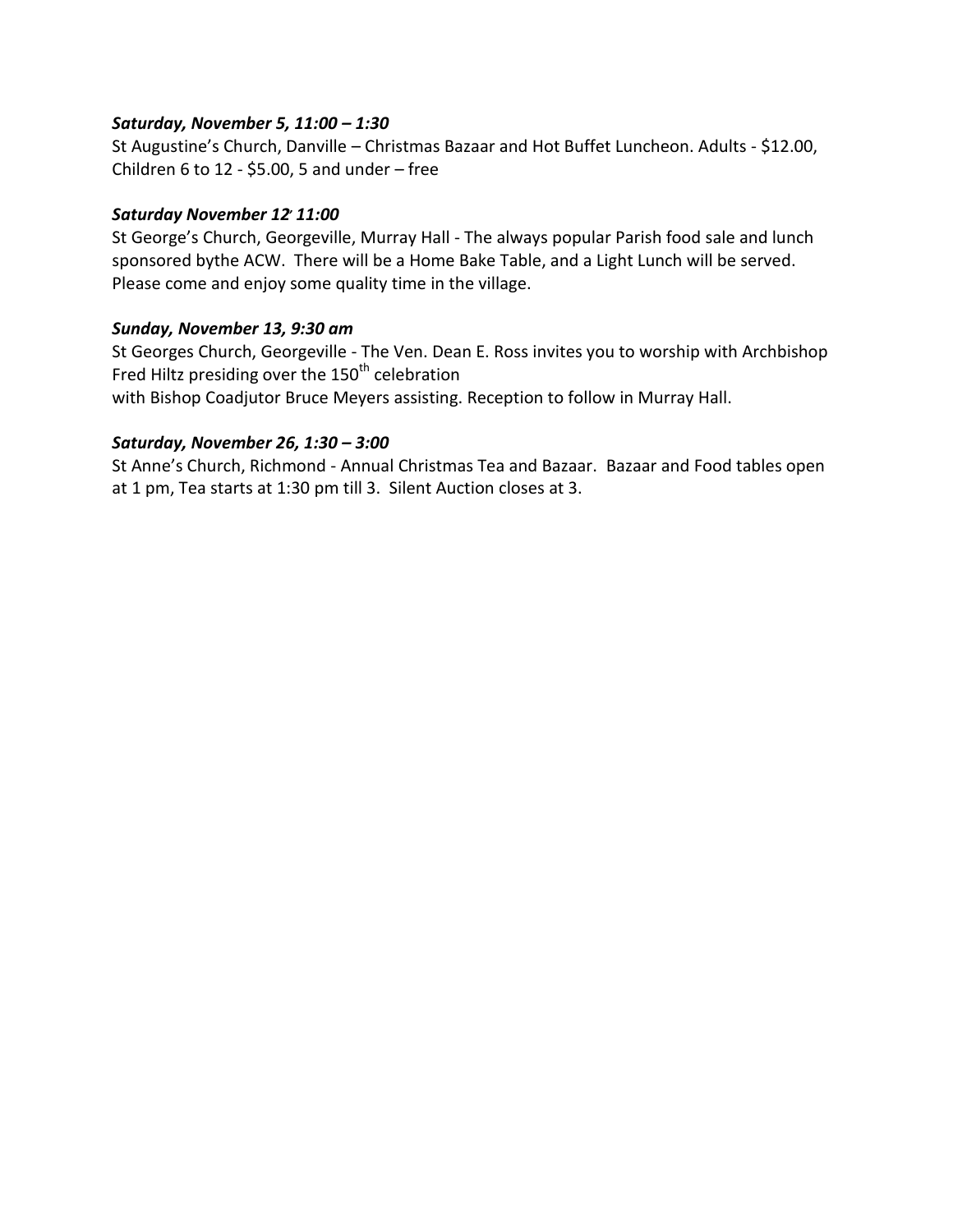***Saturday, November 5, 11:00 – 1:30***

St Augustine's Church, Danville – Christmas Bazaar and Hot Buffet Luncheon. Adults - $12.00, Children 6 to 12 - $5.00, 5 and under – free

***Saturday November 12, 11:00***

St George's Church, Georgeville, Murray Hall - The always popular Parish food sale and lunch sponsored bythe ACW. There will be a Home Bake Table, and a Light Lunch will be served. Please come and enjoy some quality time in the village.

***Sunday, November 13, 9:30 am***

St Georges Church, Georgeville - The Ven. Dean E. Ross invites you to worship with Archbishop Fred Hiltz presiding over the 150th celebration
with Bishop Coadjutor Bruce Meyers assisting. Reception to follow in Murray Hall.

***Saturday, November 26, 1:30 – 3:00***

St Anne's Church, Richmond - Annual Christmas Tea and Bazaar. Bazaar and Food tables open at 1 pm, Tea starts at 1:30 pm till 3. Silent Auction closes at 3.